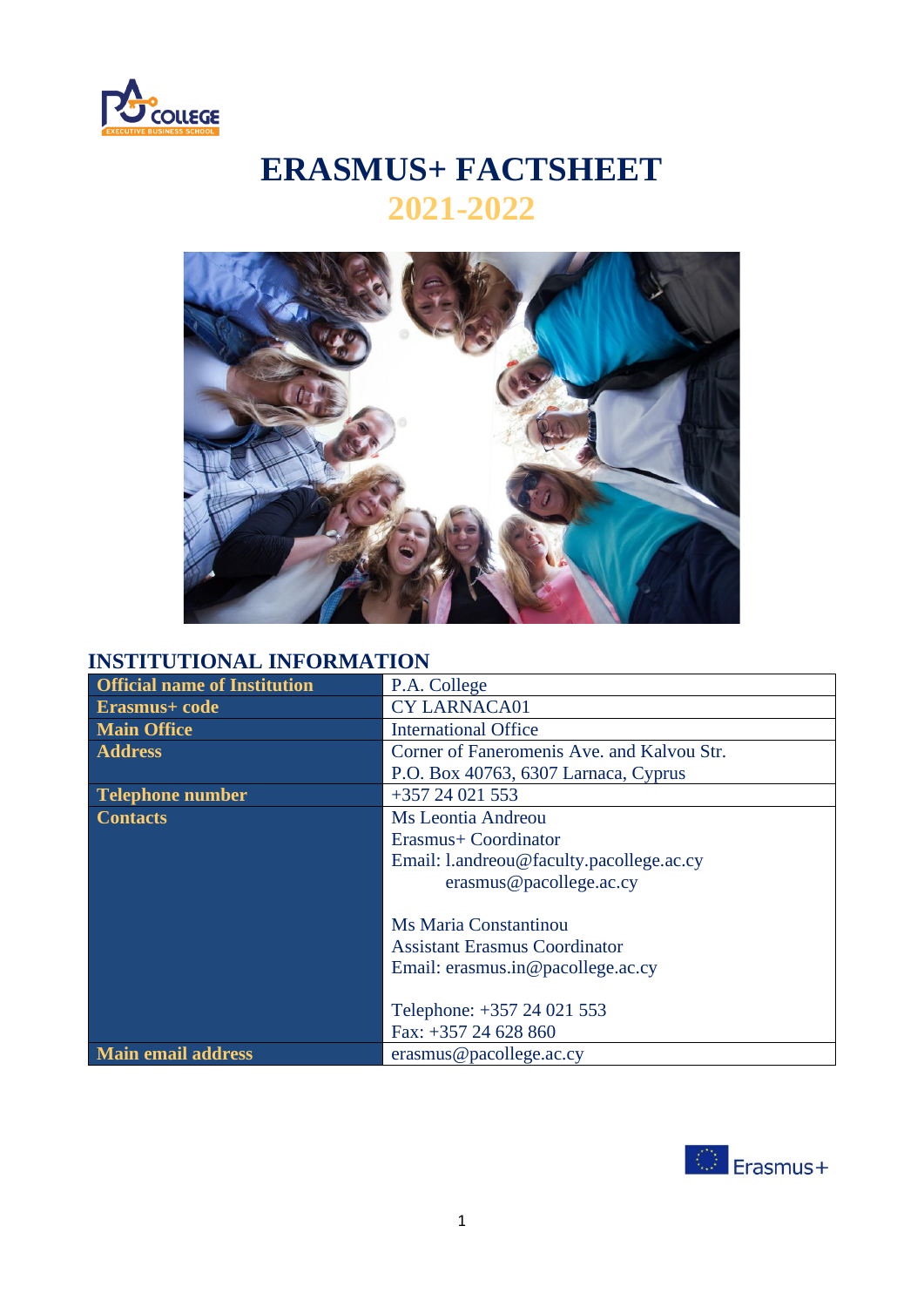# ERASMUS+ FACTSHEET

## 2021-2022

## INSTITUTIONAL INFORMATION

| | |
|---|---|
| **Official name of Institution** | P.A. College |
| **Erasmus+ code** | CY LARNACA01 |
| **Main Office** | International Office |
| **Address** | Corner of Faneromenis Ave. and Kalvou Str.<br>P.O. Box 40763, 6307 Larnaca, Cyprus |
| **Telephone number** | +357 24 021 553 |
| **Contacts** | Ms Leontia Andreou<br>Erasmus+ Coordinator<br>Email: l.andreou@faculty.pacollege.ac.cy<br>erasmus@pacollege.ac.cy<br><br>Ms Maria Constantinou<br>Assistant Erasmus Coordinator<br>Email: erasmus.in@pacollege.ac.cy<br><br>Telephone: +357 24 021 553<br>Fax: +357 24 628 860 |
| **Main email address** | erasmus@pacollege.ac.cy |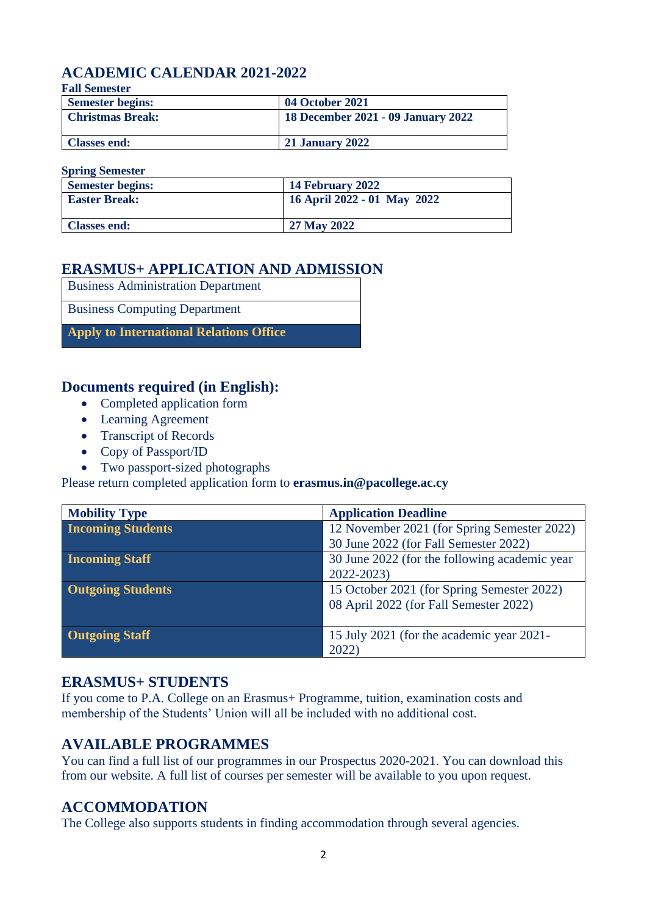## ACADEMIC CALENDAR 2021-2022

**Fall Semester**

| | |
|---|---|
| **Semester begins:** | **04 October 2021** |
| **Christmas Break:** | **18 December 2021 - 09 January 2022** |
| **Classes end:** | **21 January 2022** |

**Spring Semester**

| | |
|---|---|
| **Semester begins:** | **14 February 2022** |
| **Easter Break:** | **16 April 2022 - 01 May 2022** |
| **Classes end:** | **27 May 2022** |

## ERASMUS+ APPLICATION AND ADMISSION

| |
|---|
| Business Administration Department |
| Business Computing Department |
| **Apply to International Relations Office** |

### Documents required (in English):

- Completed application form
- Learning Agreement
- Transcript of Records
- Copy of Passport/ID
- Two passport-sized photographs

Please return completed application form to **erasmus.in@pacollege.ac.cy**

| Mobility Type | Application Deadline |
|---|---|
| **Incoming Students** | 12 November 2021 (for Spring Semester 2022)<br>30 June 2022 (for Fall Semester 2022) |
| **Incoming Staff** | 30 June 2022 (for the following academic year 2022-2023) |
| **Outgoing Students** | 15 October 2021 (for Spring Semester 2022)<br>08 April 2022 (for Fall Semester 2022) |
| **Outgoing Staff** | 15 July 2021 (for the academic year 2021-2022) |

## ERASMUS+ STUDENTS

If you come to P.A. College on an Erasmus+ Programme, tuition, examination costs and membership of the Students' Union will all be included with no additional cost.

## AVAILABLE PROGRAMMES

You can find a full list of our programmes in our Prospectus 2020-2021. You can download this from our website. A full list of courses per semester will be available to you upon request.

## ACCOMMODATION

The College also supports students in finding accommodation through several agencies.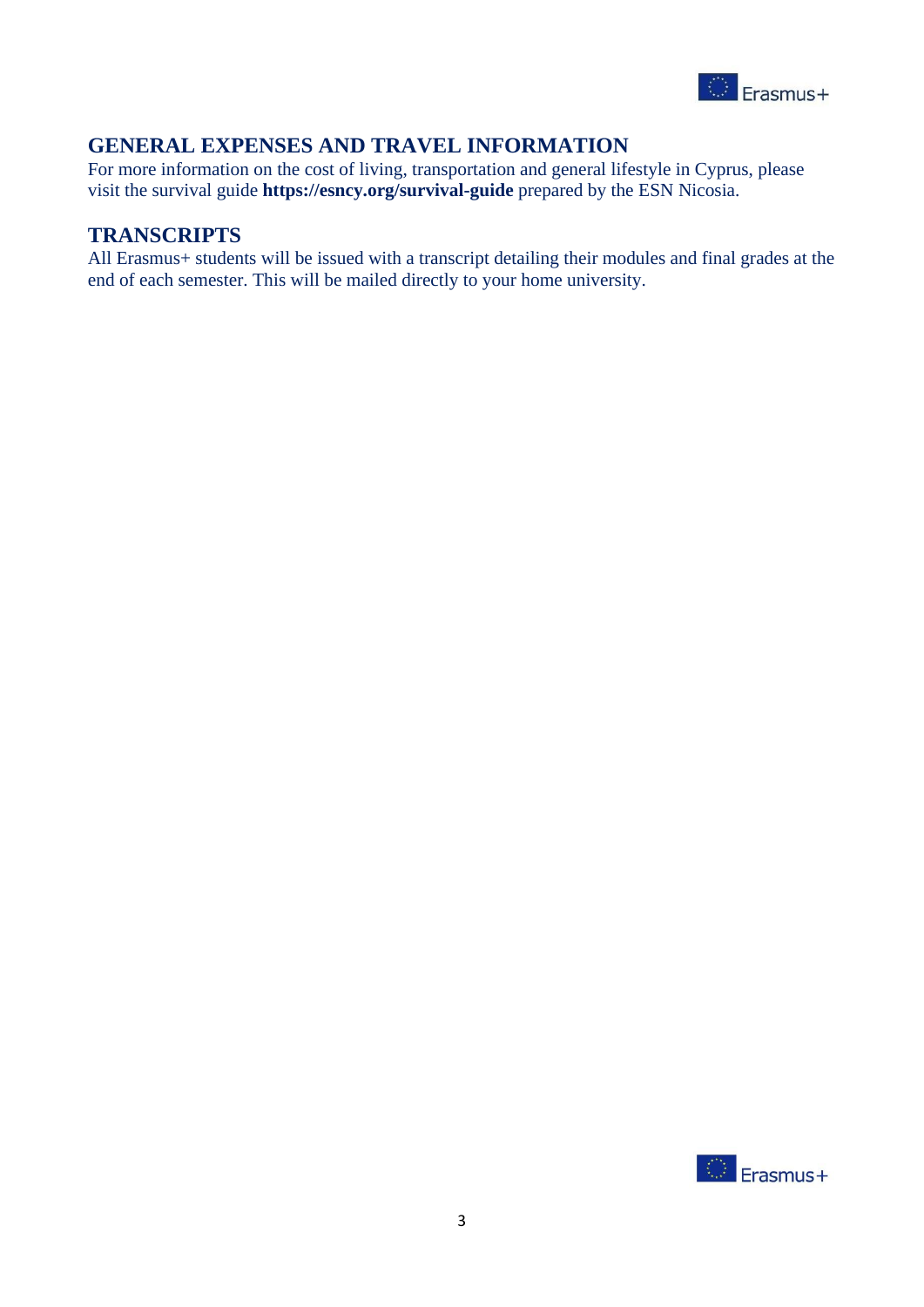## GENERAL EXPENSES AND TRAVEL INFORMATION

For more information on the cost of living, transportation and general lifestyle in Cyprus, please visit the survival guide **https://esncy.org/survival-guide** prepared by the ESN Nicosia.

## TRANSCRIPTS

All Erasmus+ students will be issued with a transcript detailing their modules and final grades at the end of each semester. This will be mailed directly to your home university.